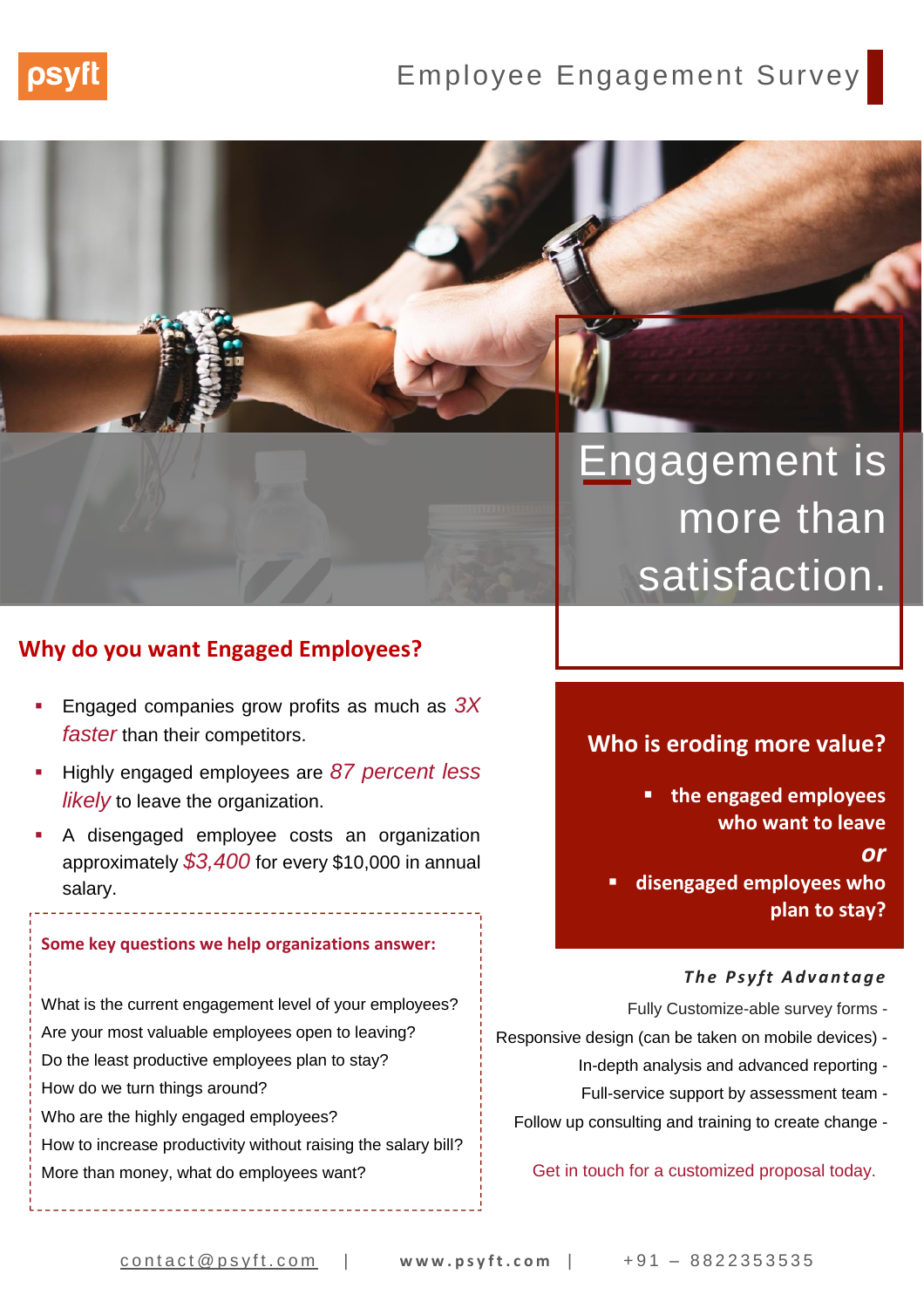psyft

# Employee Engagement Survey

## Engagement is more than satisfaction.

## Why do you want Engaged Employees?

- Engaged companies grow profits as much as *3X faster* than their competitors.
- Highly engaged employees are *87 percent less likely* to leave the organization.
- A disengaged employee costs an organization approximately *$3,400* for every $10,000 in annual salary.

**Some key questions we help organizations answer:**

What is the current engagement level of your employees?
Are your most valuable employees open to leaving?
Do the least productive employees plan to stay?
How do we turn things around?
Who are the highly engaged employees?
How to increase productivity without raising the salary bill?
More than money, what do employees want?

### Who is eroding more value?

- **the engaged employees who want to leave**

***or***

- **disengaged employees who plan to stay?**

***The Psyft Advantage***

Fully Customize-able survey forms -
Responsive design (can be taken on mobile devices) -
In-depth analysis and advanced reporting -
Full-service support by assessment team -
Follow up consulting and training to create change -

Get in touch for a customized proposal today.

contact@psyft.com | **www.psyft.com** | +91 – 8822353535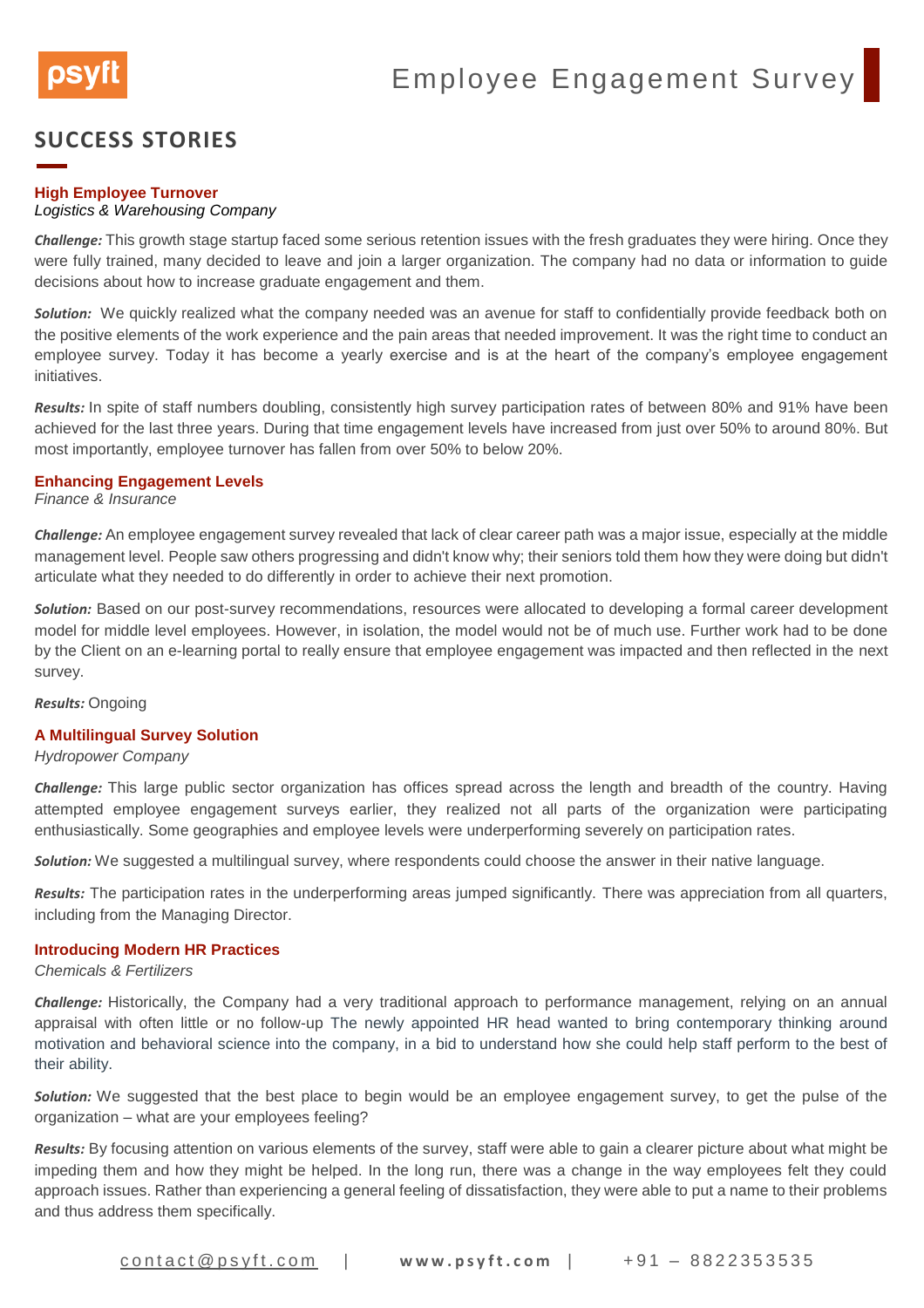## SUCCESS STORIES

**High Employee Turnover**
*Logistics & Warehousing Company*

***Challenge:*** This growth stage startup faced some serious retention issues with the fresh graduates they were hiring. Once they were fully trained, many decided to leave and join a larger organization. The company had no data or information to guide decisions about how to increase graduate engagement and them.

***Solution:*** We quickly realized what the company needed was an avenue for staff to confidentially provide feedback both on the positive elements of the work experience and the pain areas that needed improvement. It was the right time to conduct an employee survey. Today it has become a yearly exercise and is at the heart of the company's employee engagement initiatives.

***Results:*** In spite of staff numbers doubling, consistently high survey participation rates of between 80% and 91% have been achieved for the last three years. During that time engagement levels have increased from just over 50% to around 80%. But most importantly, employee turnover has fallen from over 50% to below 20%.

**Enhancing Engagement Levels**
*Finance & Insurance*

***Challenge:*** An employee engagement survey revealed that lack of clear career path was a major issue, especially at the middle management level. People saw others progressing and didn't know why; their seniors told them how they were doing but didn't articulate what they needed to do differently in order to achieve their next promotion.

***Solution:*** Based on our post-survey recommendations, resources were allocated to developing a formal career development model for middle level employees. However, in isolation, the model would not be of much use. Further work had to be done by the Client on an e-learning portal to really ensure that employee engagement was impacted and then reflected in the next survey.

***Results:*** Ongoing

**A Multilingual Survey Solution**
*Hydropower Company*

***Challenge:*** This large public sector organization has offices spread across the length and breadth of the country. Having attempted employee engagement surveys earlier, they realized not all parts of the organization were participating enthusiastically. Some geographies and employee levels were underperforming severely on participation rates.

***Solution:*** We suggested a multilingual survey, where respondents could choose the answer in their native language.

***Results:*** The participation rates in the underperforming areas jumped significantly. There was appreciation from all quarters, including from the Managing Director.

**Introducing Modern HR Practices**
*Chemicals & Fertilizers*

***Challenge:*** Historically, the Company had a very traditional approach to performance management, relying on an annual appraisal with often little or no follow-up The newly appointed HR head wanted to bring contemporary thinking around motivation and behavioral science into the company, in a bid to understand how she could help staff perform to the best of their ability.

***Solution:*** We suggested that the best place to begin would be an employee engagement survey, to get the pulse of the organization – what are your employees feeling?

***Results:*** By focusing attention on various elements of the survey, staff were able to gain a clearer picture about what might be impeding them and how they might be helped. In the long run, there was a change in the way employees felt they could approach issues. Rather than experiencing a general feeling of dissatisfaction, they were able to put a name to their problems and thus address them specifically.

contact@psyft.com | **www.psyft.com** | +91 – 8822353535